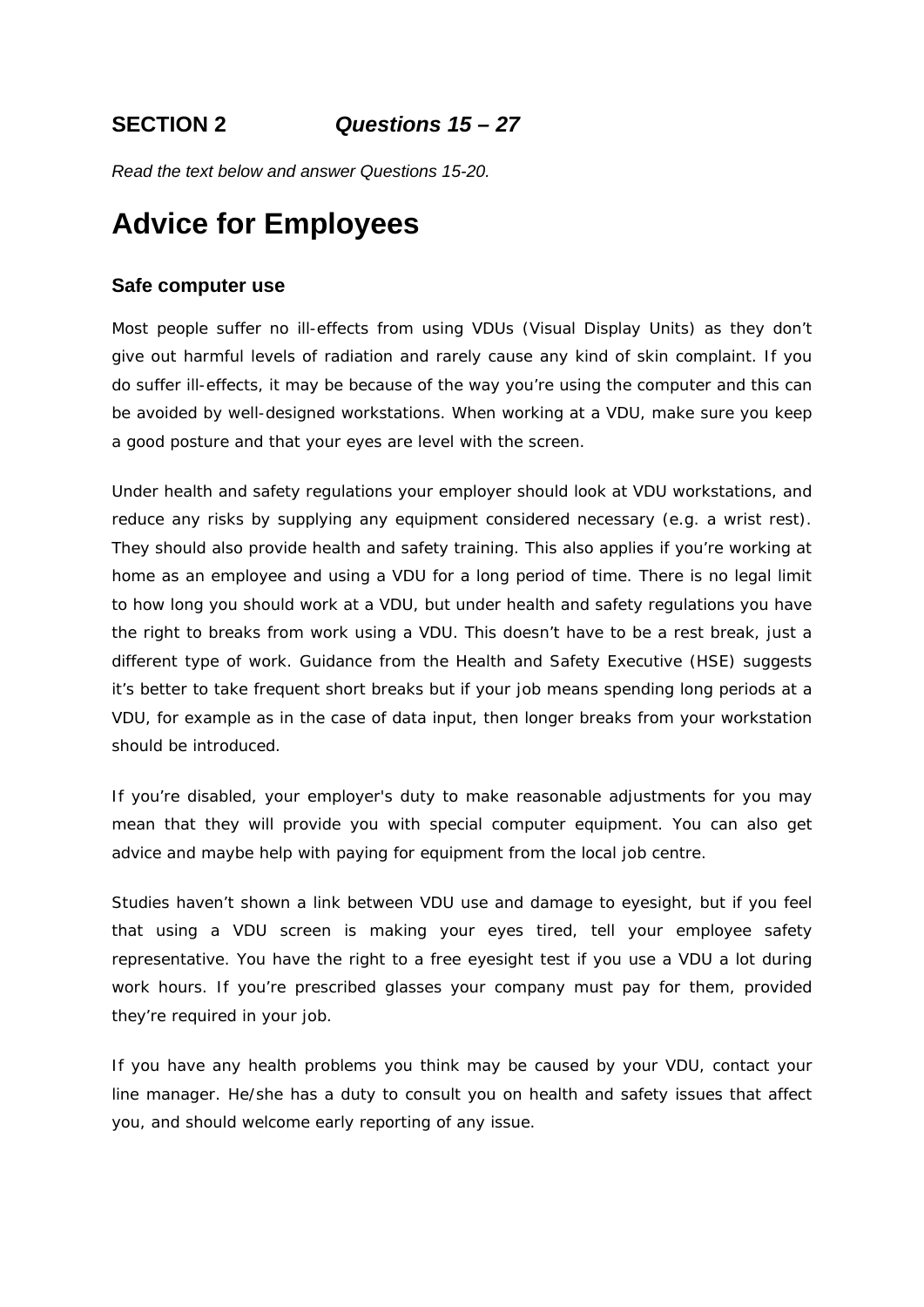## SECTION 2 *Questions 15 – 27*

*Read the text below and answer Questions 15-20.*

# Advice for Employees

### Safe computer use

Most people suffer no ill-effects from using VDUs (Visual Display Units) as they don't give out harmful levels of radiation and rarely cause any kind of skin complaint. If you do suffer ill-effects, it may be because of the way you're using the computer and this can be avoided by well-designed workstations. When working at a VDU, make sure you keep a good posture and that your eyes are level with the screen.

Under health and safety regulations your employer should look at VDU workstations, and reduce any risks by supplying any equipment considered necessary (e.g. a wrist rest). They should also provide health and safety training. This also applies if you're working at home as an employee and using a VDU for a long period of time. There is no legal limit to how long you should work at a VDU, but under health and safety regulations you have the right to breaks from work using a VDU. This doesn't have to be a rest break, just a different type of work. Guidance from the Health and Safety Executive (HSE) suggests it's better to take frequent short breaks but if your job means spending long periods at a VDU, for example as in the case of data input, then longer breaks from your workstation should be introduced.

If you're disabled, your employer's duty to make reasonable adjustments for you may mean that they will provide you with special computer equipment. You can also get advice and maybe help with paying for equipment from the local job centre.

Studies haven't shown a link between VDU use and damage to eyesight, but if you feel that using a VDU screen is making your eyes tired, tell your employee safety representative. You have the right to a free eyesight test if you use a VDU a lot during work hours. If you're prescribed glasses your company must pay for them, provided they're required in your job.

If you have any health problems you think may be caused by your VDU, contact your line manager. He/she has a duty to consult you on health and safety issues that affect you, and should welcome early reporting of any issue.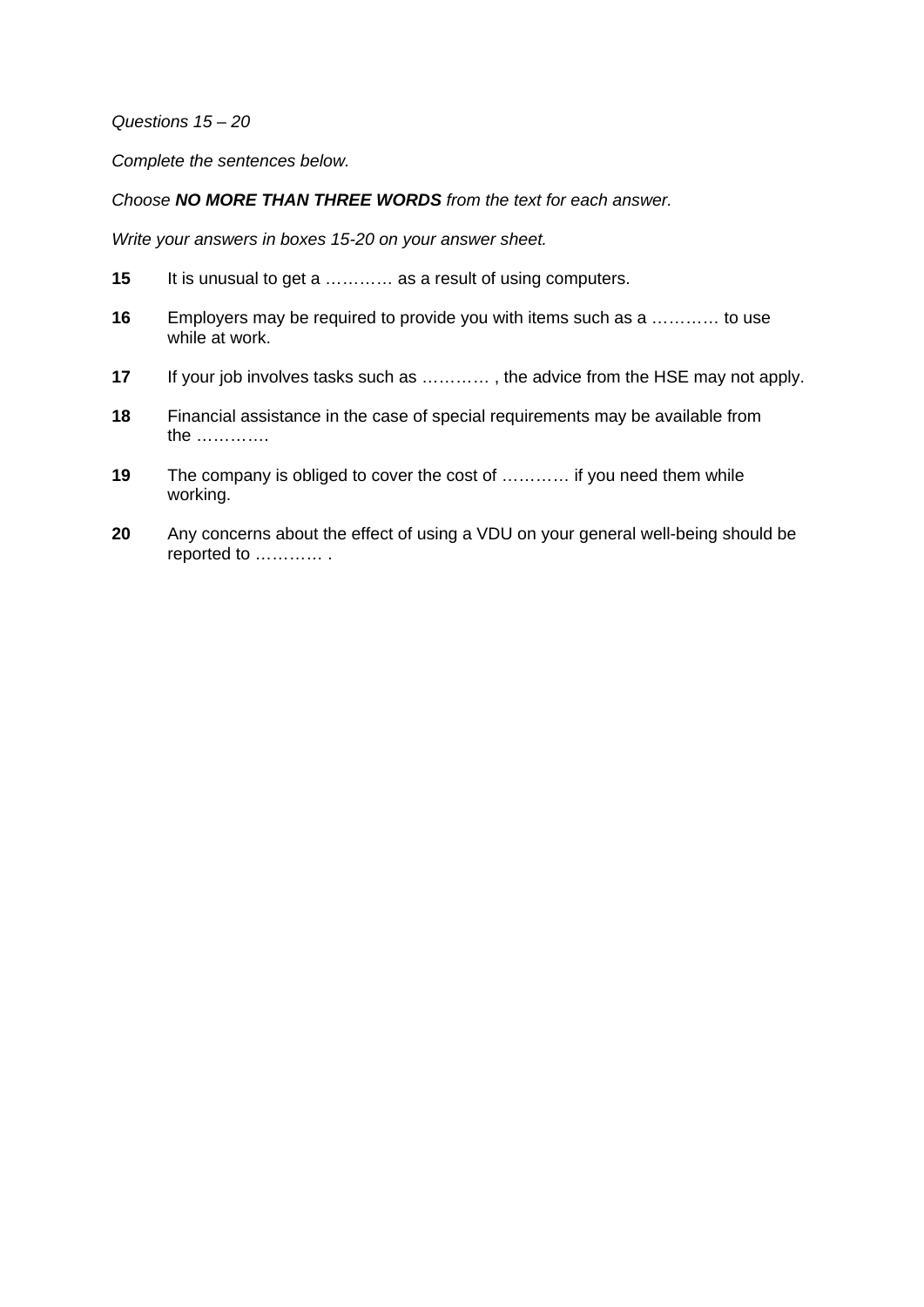*Questions 15 – 20*

*Complete the sentences below.*

*Choose* ***NO MORE THAN THREE WORDS*** *from the text for each answer.*

*Write your answers in boxes 15-20 on your answer sheet.*

**15** It is unusual to get a ………… as a result of using computers.

**16** Employers may be required to provide you with items such as a ………… to use while at work.

**17** If your job involves tasks such as ………… , the advice from the HSE may not apply.

**18** Financial assistance in the case of special requirements may be available from the ………….

**19** The company is obliged to cover the cost of ………… if you need them while working.

**20** Any concerns about the effect of using a VDU on your general well-being should be reported to ………… .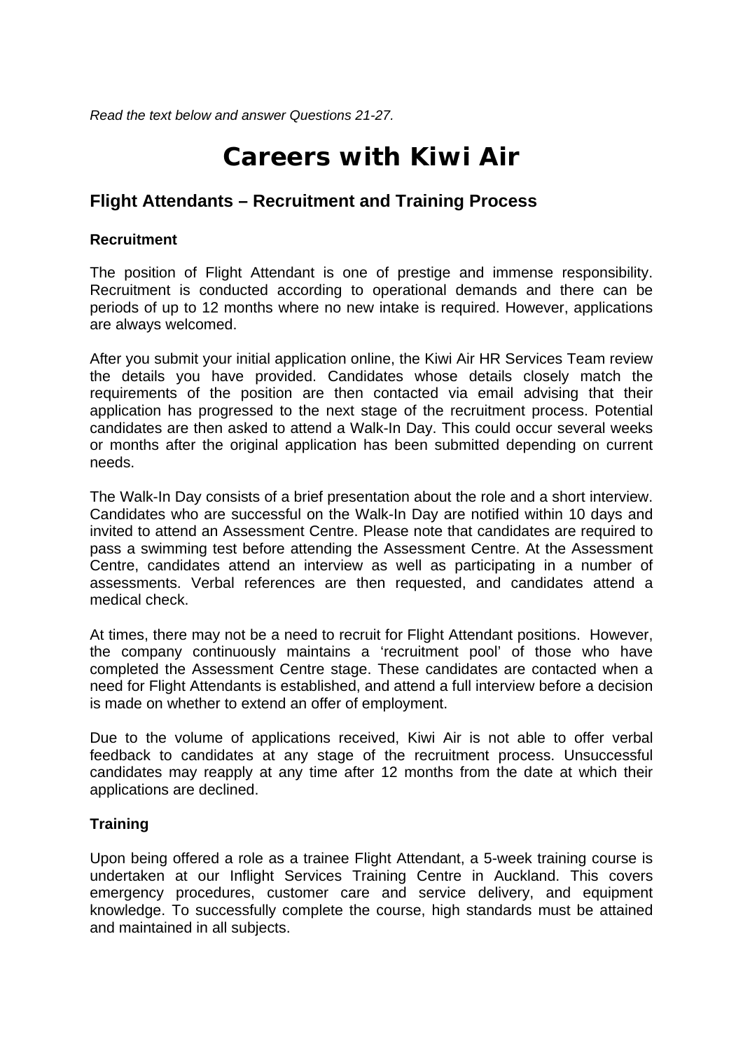*Read the text below and answer Questions 21-27.*

# Careers with Kiwi Air

## Flight Attendants – Recruitment and Training Process

### Recruitment

The position of Flight Attendant is one of prestige and immense responsibility. Recruitment is conducted according to operational demands and there can be periods of up to 12 months where no new intake is required. However, applications are always welcomed.

After you submit your initial application online, the Kiwi Air HR Services Team review the details you have provided. Candidates whose details closely match the requirements of the position are then contacted via email advising that their application has progressed to the next stage of the recruitment process. Potential candidates are then asked to attend a Walk-In Day. This could occur several weeks or months after the original application has been submitted depending on current needs.

The Walk-In Day consists of a brief presentation about the role and a short interview. Candidates who are successful on the Walk-In Day are notified within 10 days and invited to attend an Assessment Centre. Please note that candidates are required to pass a swimming test before attending the Assessment Centre. At the Assessment Centre, candidates attend an interview as well as participating in a number of assessments. Verbal references are then requested, and candidates attend a medical check.

At times, there may not be a need to recruit for Flight Attendant positions. However, the company continuously maintains a 'recruitment pool' of those who have completed the Assessment Centre stage. These candidates are contacted when a need for Flight Attendants is established, and attend a full interview before a decision is made on whether to extend an offer of employment.

Due to the volume of applications received, Kiwi Air is not able to offer verbal feedback to candidates at any stage of the recruitment process. Unsuccessful candidates may reapply at any time after 12 months from the date at which their applications are declined.

### Training

Upon being offered a role as a trainee Flight Attendant, a 5-week training course is undertaken at our Inflight Services Training Centre in Auckland. This covers emergency procedures, customer care and service delivery, and equipment knowledge. To successfully complete the course, high standards must be attained and maintained in all subjects.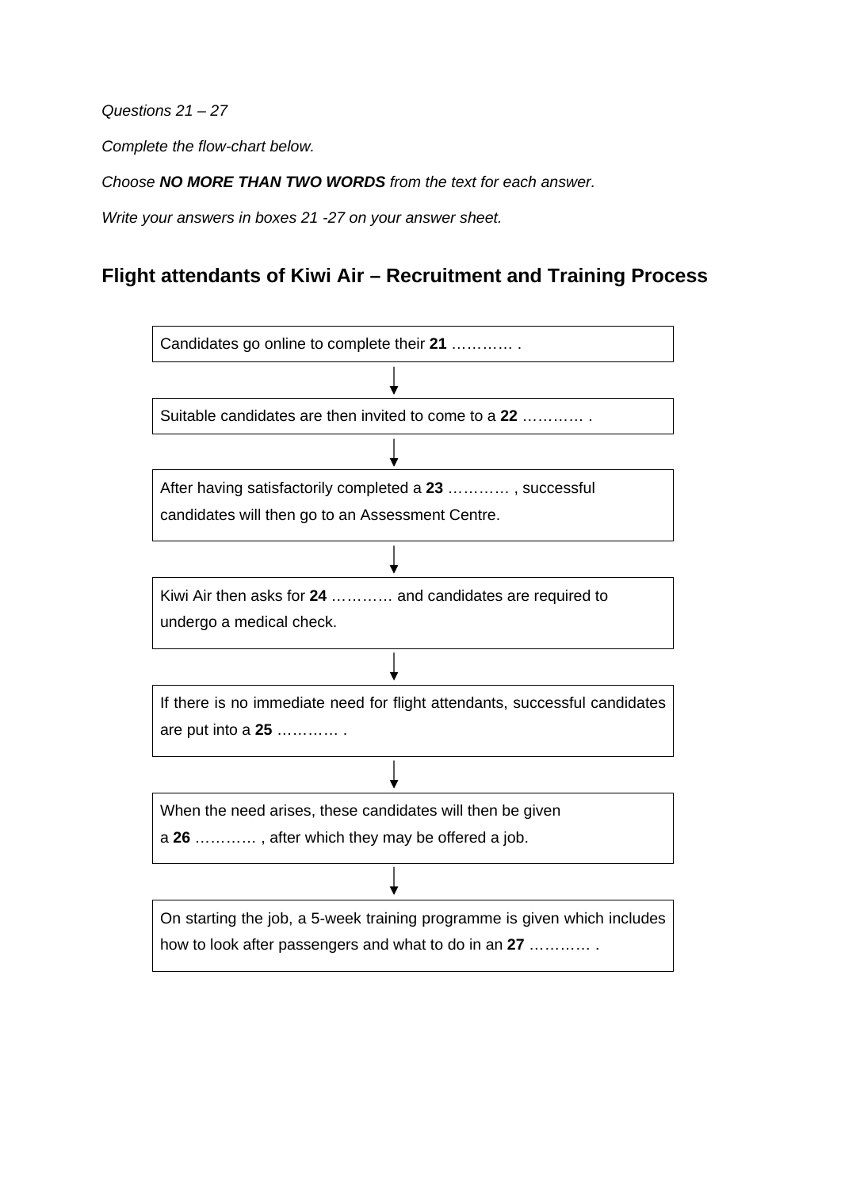*Questions 21 – 27*

*Complete the flow-chart below.*

*Choose **NO MORE THAN TWO WORDS** from the text for each answer.*

*Write your answers in boxes 21 -27 on your answer sheet.*

## Flight attendants of Kiwi Air – Recruitment and Training Process

Candidates go online to complete their **21** ………… .

↓

Suitable candidates are then invited to come to a **22** ………… .

↓

After having satisfactorily completed a **23** ………… , successful candidates will then go to an Assessment Centre.

↓

Kiwi Air then asks for **24** ………… and candidates are required to undergo a medical check.

↓

If there is no immediate need for flight attendants, successful candidates are put into a **25** ………… .

↓

When the need arises, these candidates will then be given a **26** ………… , after which they may be offered a job.

↓

On starting the job, a 5-week training programme is given which includes how to look after passengers and what to do in an **27** ………… .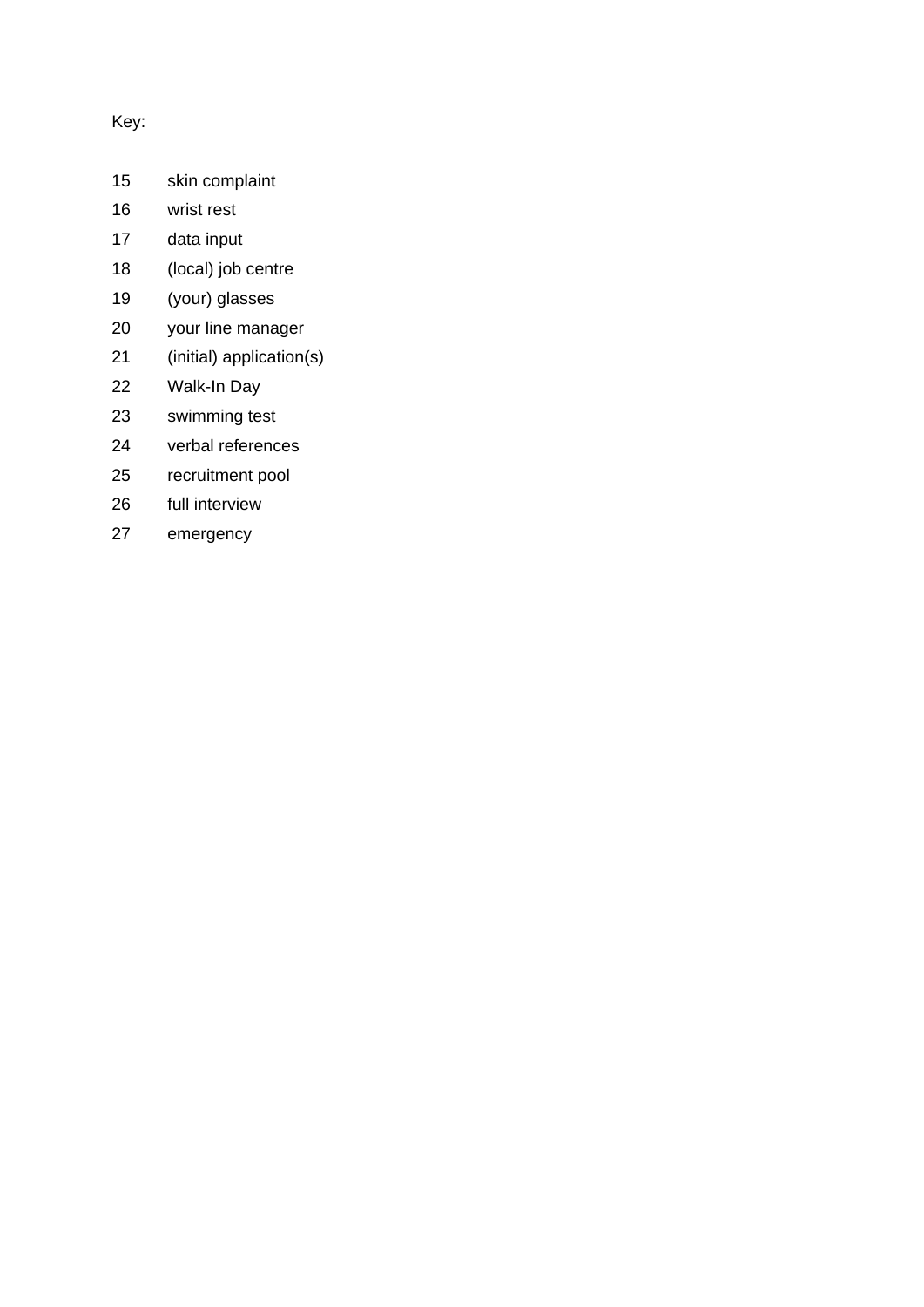Key:

| | |
|---|---|
| 15 | skin complaint |
| 16 | wrist rest |
| 17 | data input |
| 18 | (local) job centre |
| 19 | (your) glasses |
| 20 | your line manager |
| 21 | (initial) application(s) |
| 22 | Walk-In Day |
| 23 | swimming test |
| 24 | verbal references |
| 25 | recruitment pool |
| 26 | full interview |
| 27 | emergency |